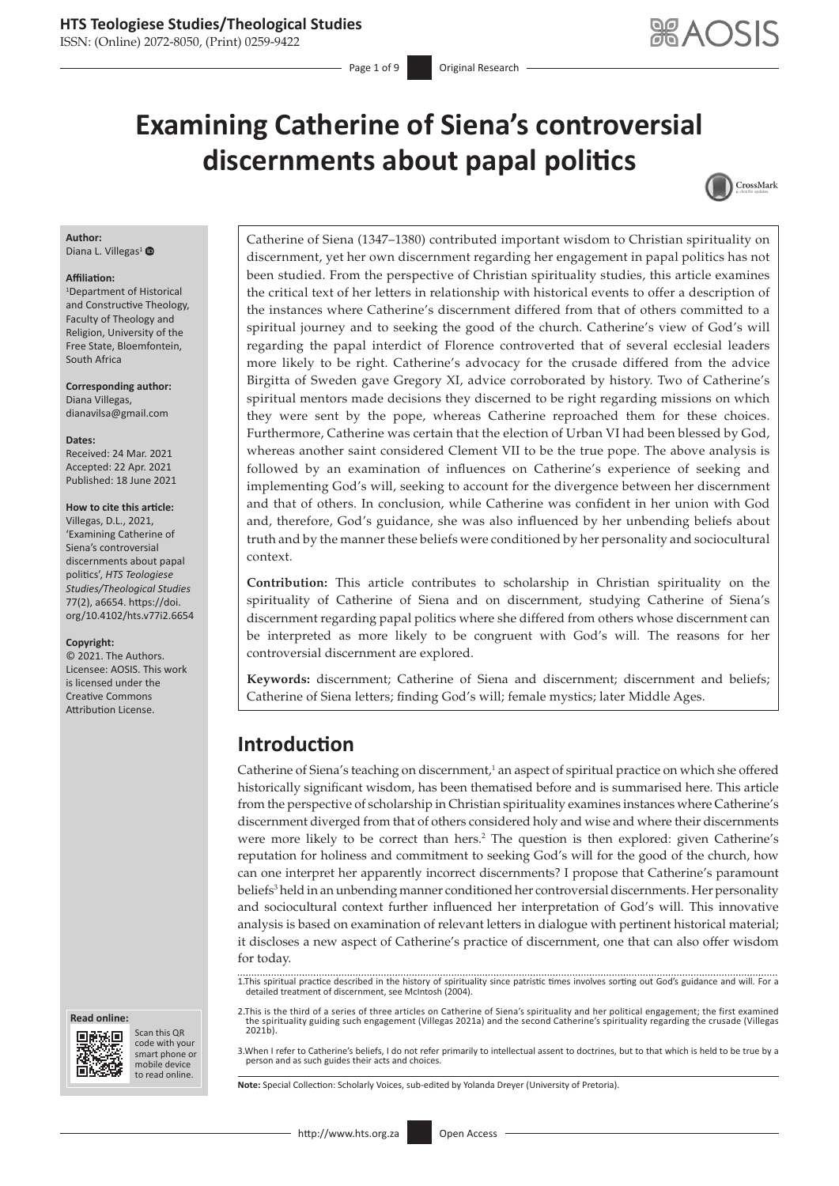# Examining Catherine of Siena's controversial discernments about papal politics

**Author:**
Diana L. Villegas[1]

**Affiliation:**
[1]Department of Historical and Constructive Theology, Faculty of Theology and Religion, University of the Free State, Bloemfontein, South Africa

**Corresponding author:**
Diana Villegas,
dianavilsa@gmail.com

**Dates:**
Received: 24 Mar. 2021
Accepted: 22 Apr. 2021
Published: 18 June 2021

**How to cite this article:**
Villegas, D.L., 2021, 'Examining Catherine of Siena's controversial discernments about papal politics', *HTS Teologiese Studies/Theological Studies* 77(2), a6654. https://doi.org/10.4102/hts.v77i2.6654

**Copyright:**
© 2021. The Authors. Licensee: AOSIS. This work is licensed under the Creative Commons Attribution License.

Catherine of Siena (1347–1380) contributed important wisdom to Christian spirituality on discernment, yet her own discernment regarding her engagement in papal politics has not been studied. From the perspective of Christian spirituality studies, this article examines the critical text of her letters in relationship with historical events to offer a description of the instances where Catherine's discernment differed from that of others committed to a spiritual journey and to seeking the good of the church. Catherine's view of God's will regarding the papal interdict of Florence controverted that of several ecclesial leaders more likely to be right. Catherine's advocacy for the crusade differed from the advice Birgitta of Sweden gave Gregory XI, advice corroborated by history. Two of Catherine's spiritual mentors made decisions they discerned to be right regarding missions on which they were sent by the pope, whereas Catherine reproached them for these choices. Furthermore, Catherine was certain that the election of Urban VI had been blessed by God, whereas another saint considered Clement VII to be the true pope. The above analysis is followed by an examination of influences on Catherine's experience of seeking and implementing God's will, seeking to account for the divergence between her discernment and that of others. In conclusion, while Catherine was confident in her union with God and, therefore, God's guidance, she was also influenced by her unbending beliefs about truth and by the manner these beliefs were conditioned by her personality and sociocultural context.

**Contribution:** This article contributes to scholarship in Christian spirituality on the spirituality of Catherine of Siena and on discernment, studying Catherine of Siena's discernment regarding papal politics where she differed from others whose discernment can be interpreted as more likely to be congruent with God's will. The reasons for her controversial discernment are explored.

**Keywords:** discernment; Catherine of Siena and discernment; discernment and beliefs; Catherine of Siena letters; finding God's will; female mystics; later Middle Ages.

## Introduction

Catherine of Siena's teaching on discernment,[1] an aspect of spiritual practice on which she offered historically significant wisdom, has been thematised before and is summarised here. This article from the perspective of scholarship in Christian spirituality examines instances where Catherine's discernment diverged from that of others considered holy and wise and where their discernments were more likely to be correct than hers.[2] The question is then explored: given Catherine's reputation for holiness and commitment to seeking God's will for the good of the church, how can one interpret her apparently incorrect discernments? I propose that Catherine's paramount beliefs[3] held in an unbending manner conditioned her controversial discernments. Her personality and sociocultural context further influenced her interpretation of God's will. This innovative analysis is based on examination of relevant letters in dialogue with pertinent historical material; it discloses a new aspect of Catherine's practice of discernment, one that can also offer wisdom for today.

1.This spiritual practice described in the history of spirituality since patristic times involves sorting out God's guidance and will. For a detailed treatment of discernment, see McIntosh (2004).

2.This is the third of a series of three articles on Catherine of Siena's spirituality and her political engagement; the first examined the spirituality guiding such engagement (Villegas 2021a) and the second Catherine's spirituality regarding the crusade (Villegas 2021b).

3.When I refer to Catherine's beliefs, I do not refer primarily to intellectual assent to doctrines, but to that which is held to be true by a person and as such guides their acts and choices.

**Note:** Special Collection: Scholarly Voices, sub-edited by Yolanda Dreyer (University of Pretoria).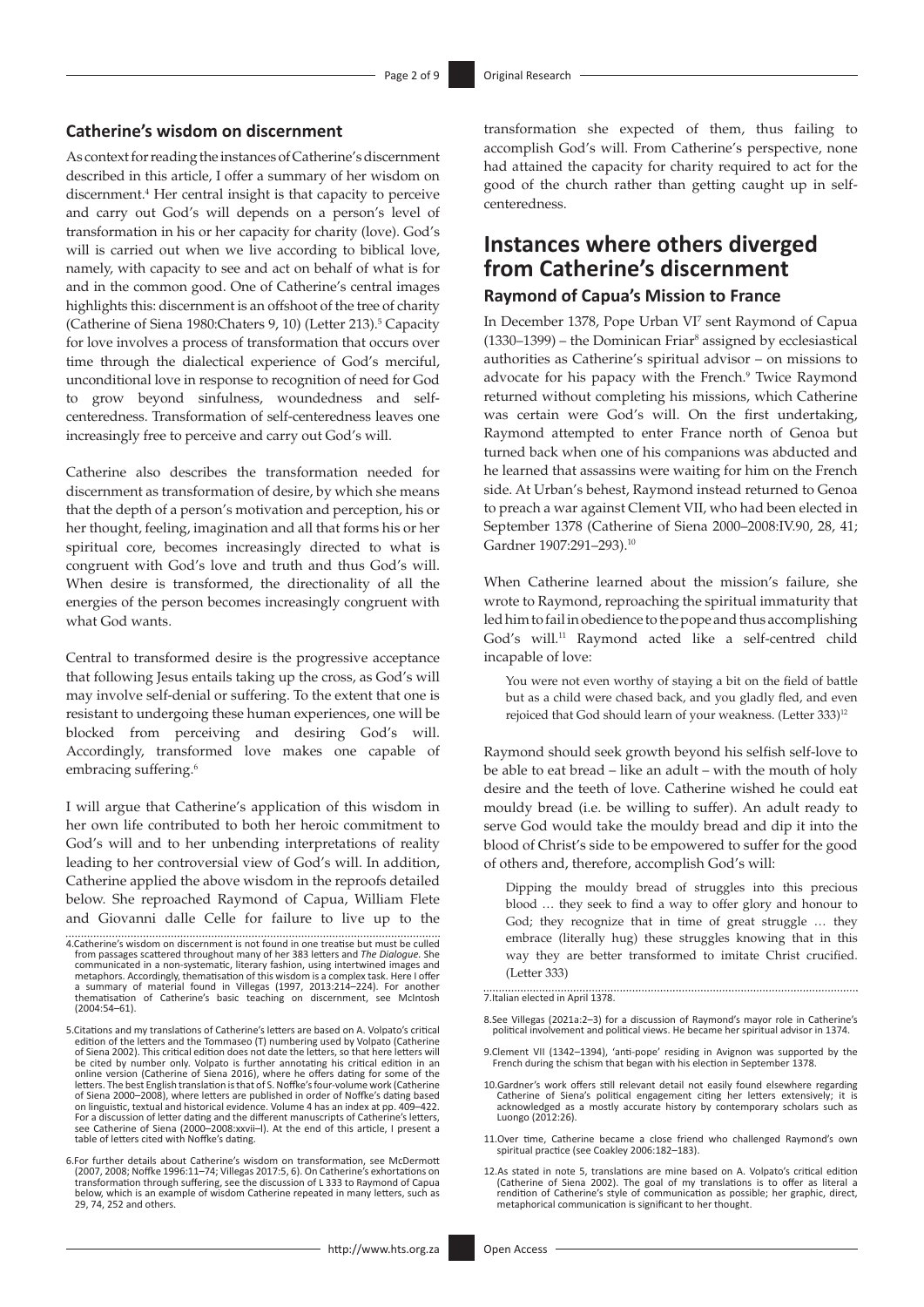## Catherine's wisdom on discernment

As context for reading the instances of Catherine's discernment described in this article, I offer a summary of her wisdom on discernment.[4] Her central insight is that capacity to perceive and carry out God's will depends on a person's level of transformation in his or her capacity for charity (love). God's will is carried out when we live according to biblical love, namely, with capacity to see and act on behalf of what is for and in the common good. One of Catherine's central images highlights this: discernment is an offshoot of the tree of charity (Catherine of Siena 1980:Chaters 9, 10) (Letter 213).[5] Capacity for love involves a process of transformation that occurs over time through the dialectical experience of God's merciful, unconditional love in response to recognition of need for God to grow beyond sinfulness, woundedness and self-centeredness. Transformation of self-centeredness leaves one increasingly free to perceive and carry out God's will.

Catherine also describes the transformation needed for discernment as transformation of desire, by which she means that the depth of a person's motivation and perception, his or her thought, feeling, imagination and all that forms his or her spiritual core, becomes increasingly directed to what is congruent with God's love and truth and thus God's will. When desire is transformed, the directionality of all the energies of the person becomes increasingly congruent with what God wants.

Central to transformed desire is the progressive acceptance that following Jesus entails taking up the cross, as God's will may involve self-denial or suffering. To the extent that one is resistant to undergoing these human experiences, one will be blocked from perceiving and desiring God's will. Accordingly, transformed love makes one capable of embracing suffering.[6]

I will argue that Catherine's application of this wisdom in her own life contributed to both her heroic commitment to God's will and to her unbending interpretations of reality leading to her controversial view of God's will. In addition, Catherine applied the above wisdom in the reproofs detailed below. She reproached Raymond of Capua, William Flete and Giovanni dalle Celle for failure to live up to the transformation she expected of them, thus failing to accomplish God's will. From Catherine's perspective, none had attained the capacity for charity required to act for the good of the church rather than getting caught up in self-centeredness.

# Instances where others diverged from Catherine's discernment

## Raymond of Capua's Mission to France

In December 1378, Pope Urban VI[7] sent Raymond of Capua (1330–1399) – the Dominican Friar[8] assigned by ecclesiastical authorities as Catherine's spiritual advisor – on missions to advocate for his papacy with the French.[9] Twice Raymond returned without completing his missions, which Catherine was certain were God's will. On the first undertaking, Raymond attempted to enter France north of Genoa but turned back when one of his companions was abducted and he learned that assassins were waiting for him on the French side. At Urban's behest, Raymond instead returned to Genoa to preach a war against Clement VII, who had been elected in September 1378 (Catherine of Siena 2000–2008:IV.90, 28, 41; Gardner 1907:291–293).[10]

When Catherine learned about the mission's failure, she wrote to Raymond, reproaching the spiritual immaturity that led him to fail in obedience to the pope and thus accomplishing God's will.[11] Raymond acted like a self-centred child incapable of love:

> You were not even worthy of staying a bit on the field of battle but as a child were chased back, and you gladly fled, and even rejoiced that God should learn of your weakness. (Letter 333)[12]

Raymond should seek growth beyond his selfish self-love to be able to eat bread – like an adult – with the mouth of holy desire and the teeth of love. Catherine wished he could eat mouldy bread (i.e. be willing to suffer). An adult ready to serve God would take the mouldy bread and dip it into the blood of Christ's side to be empowered to suffer for the good of others and, therefore, accomplish God's will:

> Dipping the mouldy bread of struggles into this precious blood … they seek to find a way to offer glory and honour to God; they recognize that in time of great struggle … they embrace (literally hug) these struggles knowing that in this way they are better transformed to imitate Christ crucified. (Letter 333)

4. Catherine's wisdom on discernment is not found in one treatise but must be culled from passages scattered throughout many of her 383 letters and *The Dialogue*. She communicated in a non-systematic, literary fashion, using intertwined images and metaphors. Accordingly, thematisation of this wisdom is a complex task. Here I offer a summary of material found in Villegas (1997, 2013:214–224). For another thematisation of Catherine's basic teaching on discernment, see McIntosh (2004:54–61).

5. Citations and my translations of Catherine's letters are based on A. Volpato's critical edition of the letters and the Tommaseo (T) numbering used by Volpato (Catherine of Siena 2002). This critical edition does not date the letters, so that here letters will be cited by number only. Volpato is further annotating his critical edition in an online version (Catherine of Siena 2016), where he offers dating for some of the letters. The best English translation is that of S. Noffke's four-volume work (Catherine of Siena 2000–2008), where letters are published in order of Noffke's dating based on linguistic, textual and historical evidence. Volume 4 has an index at pp. 409–422. For a discussion of letter dating and the different manuscripts of Catherine's letters, see Catherine of Siena (2000–2008:xxvii–l). At the end of this article, I present a table of letters cited with Noffke's dating.

6. For further details about Catherine's wisdom on transformation, see McDermott (2007, 2008; Noffke 1996:11–74; Villegas 2017:5, 6). On Catherine's exhortations on transformation through suffering, see the discussion of L 333 to Raymond of Capua below, which is an example of wisdom Catherine repeated in many letters, such as 29, 74, 252 and others.

7. Italian elected in April 1378.

8. See Villegas (2021a:2–3) for a discussion of Raymond's mayor role in Catherine's political involvement and political views. He became her spiritual advisor in 1374.

9. Clement VII (1342–1394), 'anti-pope' residing in Avignon was supported by the French during the schism that began with his election in September 1378.

10. Gardner's work offers still relevant detail not easily found elsewhere regarding Catherine of Siena's political engagement citing her letters extensively; it is acknowledged as a mostly accurate history by contemporary scholars such as Luongo (2012:26).

11. Over time, Catherine became a close friend who challenged Raymond's own spiritual practice (see Coakley 2006:182–183).

12. As stated in note 5, translations are mine based on A. Volpato's critical edition (Catherine of Siena 2002). The goal of my translations is to offer as literal a rendition of Catherine's style of communication as possible; her graphic, direct, metaphorical communication is significant to her thought.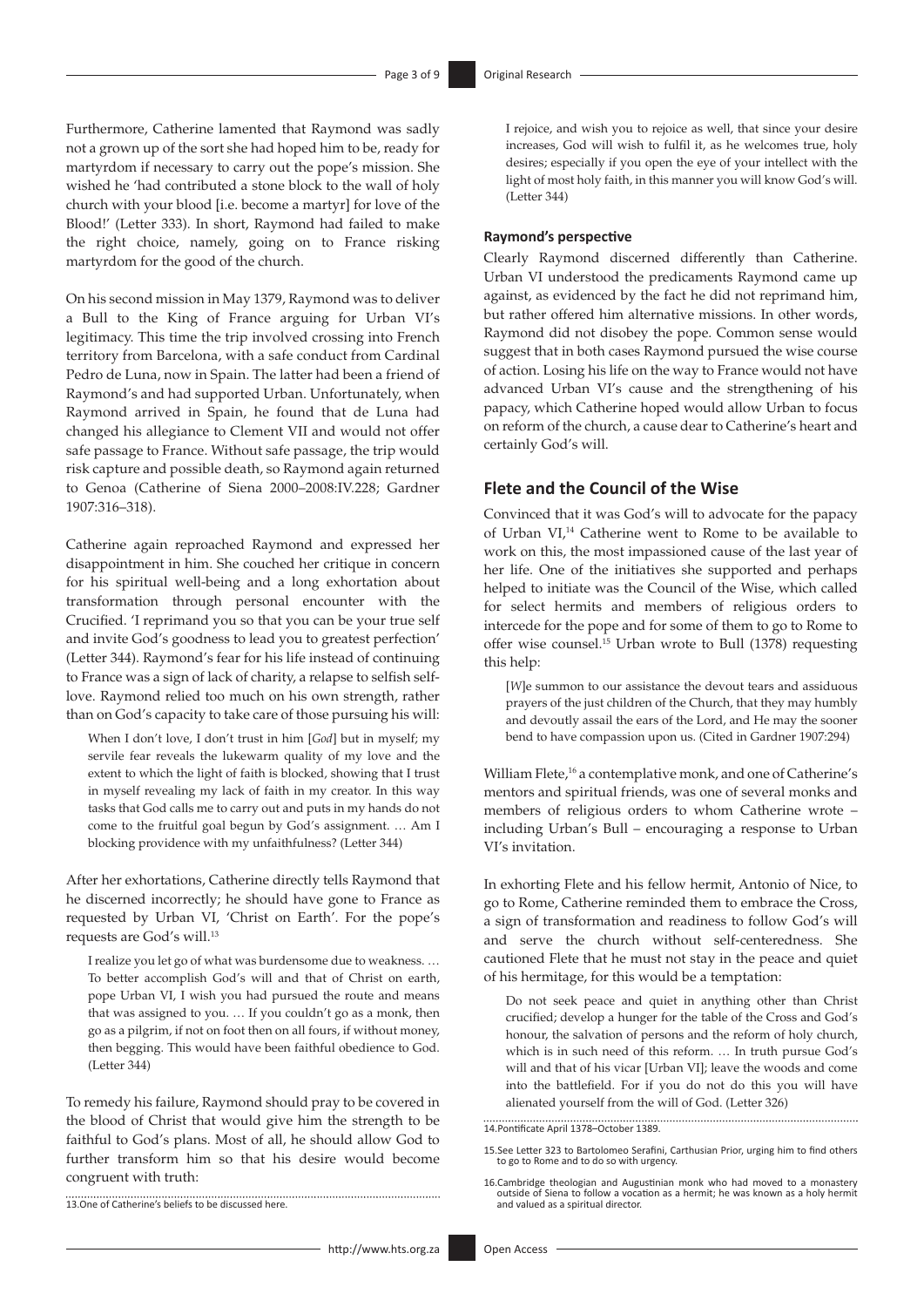Furthermore, Catherine lamented that Raymond was sadly not a grown up of the sort she had hoped him to be, ready for martyrdom if necessary to carry out the pope's mission. She wished he 'had contributed a stone block to the wall of holy church with your blood [i.e. become a martyr] for love of the Blood!' (Letter 333). In short, Raymond had failed to make the right choice, namely, going on to France risking martyrdom for the good of the church.

On his second mission in May 1379, Raymond was to deliver a Bull to the King of France arguing for Urban VI's legitimacy. This time the trip involved crossing into French territory from Barcelona, with a safe conduct from Cardinal Pedro de Luna, now in Spain. The latter had been a friend of Raymond's and had supported Urban. Unfortunately, when Raymond arrived in Spain, he found that de Luna had changed his allegiance to Clement VII and would not offer safe passage to France. Without safe passage, the trip would risk capture and possible death, so Raymond again returned to Genoa (Catherine of Siena 2000–2008:IV.228; Gardner 1907:316–318).

Catherine again reproached Raymond and expressed her disappointment in him. She couched her critique in concern for his spiritual well-being and a long exhortation about transformation through personal encounter with the Crucified. 'I reprimand you so that you can be your true self and invite God's goodness to lead you to greatest perfection' (Letter 344). Raymond's fear for his life instead of continuing to France was a sign of lack of charity, a relapse to selfish self-love. Raymond relied too much on his own strength, rather than on God's capacity to take care of those pursuing his will:

> When I don't love, I don't trust in him [*God*] but in myself; my servile fear reveals the lukewarm quality of my love and the extent to which the light of faith is blocked, showing that I trust in myself revealing my lack of faith in my creator. In this way tasks that God calls me to carry out and puts in my hands do not come to the fruitful goal begun by God's assignment. … Am I blocking providence with my unfaithfulness? (Letter 344)

After her exhortations, Catherine directly tells Raymond that he discerned incorrectly; he should have gone to France as requested by Urban VI, 'Christ on Earth'. For the pope's requests are God's will.[13]

> I realize you let go of what was burdensome due to weakness. … To better accomplish God's will and that of Christ on earth, pope Urban VI, I wish you had pursued the route and means that was assigned to you. … If you couldn't go as a monk, then go as a pilgrim, if not on foot then on all fours, if without money, then begging. This would have been faithful obedience to God. (Letter 344)

To remedy his failure, Raymond should pray to be covered in the blood of Christ that would give him the strength to be faithful to God's plans. Most of all, he should allow God to further transform him so that his desire would become congruent with truth:

> I rejoice, and wish you to rejoice as well, that since your desire increases, God will wish to fulfil it, as he welcomes true, holy desires; especially if you open the eye of your intellect with the light of most holy faith, in this manner you will know God's will. (Letter 344)

#### Raymond's perspective

Clearly Raymond discerned differently than Catherine. Urban VI understood the predicaments Raymond came up against, as evidenced by the fact he did not reprimand him, but rather offered him alternative missions. In other words, Raymond did not disobey the pope. Common sense would suggest that in both cases Raymond pursued the wise course of action. Losing his life on the way to France would not have advanced Urban VI's cause and the strengthening of his papacy, which Catherine hoped would allow Urban to focus on reform of the church, a cause dear to Catherine's heart and certainly God's will.

### Flete and the Council of the Wise

Convinced that it was God's will to advocate for the papacy of Urban VI,[14] Catherine went to Rome to be available to work on this, the most impassioned cause of the last year of her life. One of the initiatives she supported and perhaps helped to initiate was the Council of the Wise, which called for select hermits and members of religious orders to intercede for the pope and for some of them to go to Rome to offer wise counsel.[15] Urban wrote to Bull (1378) requesting this help:

> [*W*]e summon to our assistance the devout tears and assiduous prayers of the just children of the Church, that they may humbly and devoutly assail the ears of the Lord, and He may the sooner bend to have compassion upon us. (Cited in Gardner 1907:294)

William Flete,[16] a contemplative monk, and one of Catherine's mentors and spiritual friends, was one of several monks and members of religious orders to whom Catherine wrote – including Urban's Bull – encouraging a response to Urban VI's invitation.

In exhorting Flete and his fellow hermit, Antonio of Nice, to go to Rome, Catherine reminded them to embrace the Cross, a sign of transformation and readiness to follow God's will and serve the church without self-centeredness. She cautioned Flete that he must not stay in the peace and quiet of his hermitage, for this would be a temptation:

> Do not seek peace and quiet in anything other than Christ crucified; develop a hunger for the table of the Cross and God's honour, the salvation of persons and the reform of holy church, which is in such need of this reform. … In truth pursue God's will and that of his vicar [Urban VI]; leave the woods and come into the battlefield. For if you do not do this you will have alienated yourself from the will of God. (Letter 326)

---

13. One of Catherine's beliefs to be discussed here.

14. Pontificate April 1378–October 1389.

15. See Letter 323 to Bartolomeo Serafini, Carthusian Prior, urging him to find others to go to Rome and to do so with urgency.

16. Cambridge theologian and Augustinian monk who had moved to a monastery outside of Siena to follow a vocation as a hermit; he was known as a holy hermit and valued as a spiritual director.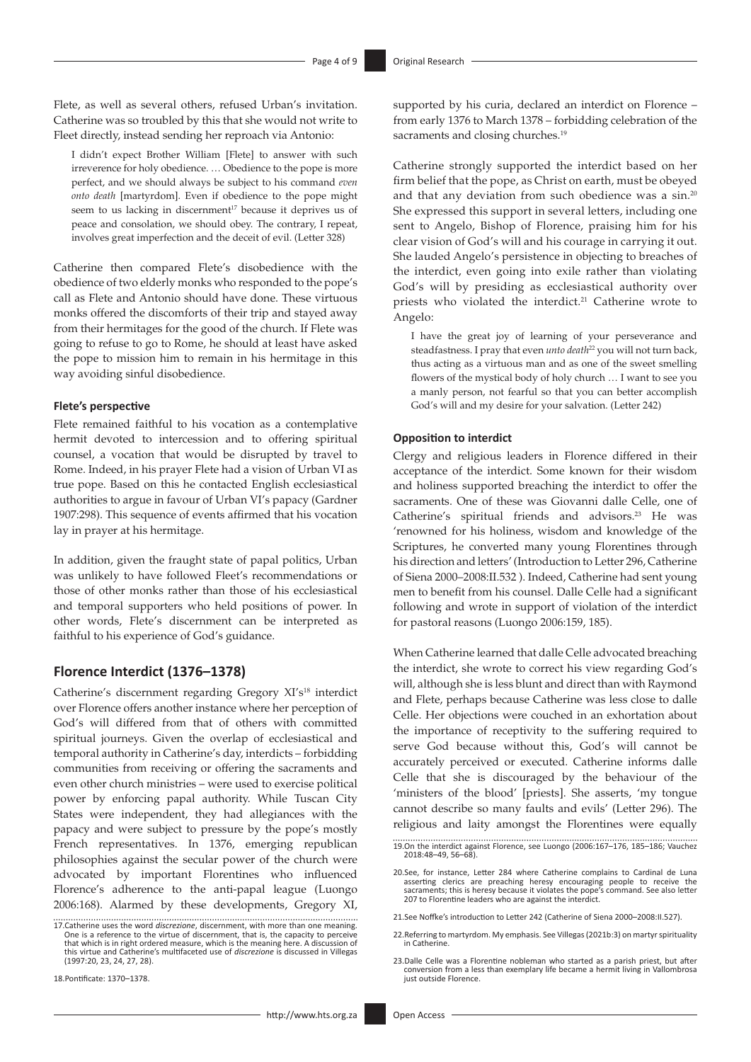Flete, as well as several others, refused Urban's invitation. Catherine was so troubled by this that she would not write to Fleet directly, instead sending her reproach via Antonio:

> I didn't expect Brother William [Flete] to answer with such irreverence for holy obedience. … Obedience to the pope is more perfect, and we should always be subject to his command *even onto death* [martyrdom]. Even if obedience to the pope might seem to us lacking in discernment[17] because it deprives us of peace and consolation, we should obey. The contrary, I repeat, involves great imperfection and the deceit of evil. (Letter 328)

Catherine then compared Flete's disobedience with the obedience of two elderly monks who responded to the pope's call as Flete and Antonio should have done. These virtuous monks offered the discomforts of their trip and stayed away from their hermitages for the good of the church. If Flete was going to refuse to go to Rome, he should at least have asked the pope to mission him to remain in his hermitage in this way avoiding sinful disobedience.

#### Flete's perspective

Flete remained faithful to his vocation as a contemplative hermit devoted to intercession and to offering spiritual counsel, a vocation that would be disrupted by travel to Rome. Indeed, in his prayer Flete had a vision of Urban VI as true pope. Based on this he contacted English ecclesiastical authorities to argue in favour of Urban VI's papacy (Gardner 1907:298). This sequence of events affirmed that his vocation lay in prayer at his hermitage.

In addition, given the fraught state of papal politics, Urban was unlikely to have followed Fleet's recommendations or those of other monks rather than those of his ecclesiastical and temporal supporters who held positions of power. In other words, Flete's discernment can be interpreted as faithful to his experience of God's guidance.

## Florence Interdict (1376–1378)

Catherine's discernment regarding Gregory XI's[18] interdict over Florence offers another instance where her perception of God's will differed from that of others with committed spiritual journeys. Given the overlap of ecclesiastical and temporal authority in Catherine's day, interdicts – forbidding communities from receiving or offering the sacraments and even other church ministries – were used to exercise political power by enforcing papal authority. While Tuscan City States were independent, they had allegiances with the papacy and were subject to pressure by the pope's mostly French representatives. In 1376, emerging republican philosophies against the secular power of the church were advocated by important Florentines who influenced Florence's adherence to the anti-papal league (Luongo 2006:168). Alarmed by these developments, Gregory XI, supported by his curia, declared an interdict on Florence – from early 1376 to March 1378 – forbidding celebration of the sacraments and closing churches.[19]

Catherine strongly supported the interdict based on her firm belief that the pope, as Christ on earth, must be obeyed and that any deviation from such obedience was a sin.[20] She expressed this support in several letters, including one sent to Angelo, Bishop of Florence, praising him for his clear vision of God's will and his courage in carrying it out. She lauded Angelo's persistence in objecting to breaches of the interdict, even going into exile rather than violating God's will by presiding as ecclesiastical authority over priests who violated the interdict.[21] Catherine wrote to Angelo:

> I have the great joy of learning of your perseverance and steadfastness. I pray that even *unto death*[22] you will not turn back, thus acting as a virtuous man and as one of the sweet smelling flowers of the mystical body of holy church … I want to see you a manly person, not fearful so that you can better accomplish God's will and my desire for your salvation. (Letter 242)

#### Opposition to interdict

Clergy and religious leaders in Florence differed in their acceptance of the interdict. Some known for their wisdom and holiness supported breaching the interdict to offer the sacraments. One of these was Giovanni dalle Celle, one of Catherine's spiritual friends and advisors.[23] He was 'renowned for his holiness, wisdom and knowledge of the Scriptures, he converted many young Florentines through his direction and letters' (Introduction to Letter 296, Catherine of Siena 2000–2008:II.532 ). Indeed, Catherine had sent young men to benefit from his counsel. Dalle Celle had a significant following and wrote in support of violation of the interdict for pastoral reasons (Luongo 2006:159, 185).

When Catherine learned that dalle Celle advocated breaching the interdict, she wrote to correct his view regarding God's will, although she is less blunt and direct than with Raymond and Flete, perhaps because Catherine was less close to dalle Celle. Her objections were couched in an exhortation about the importance of receptivity to the suffering required to serve God because without this, God's will cannot be accurately perceived or executed. Catherine informs dalle Celle that she is discouraged by the behaviour of the 'ministers of the blood' [priests]. She asserts, 'my tongue cannot describe so many faults and evils' (Letter 296). The religious and laity amongst the Florentines were equally

---

17. Catherine uses the word *discrezione*, discernment, with more than one meaning. One is a reference to the virtue of discernment, that is, the capacity to perceive that which is in right ordered measure, which is the meaning here. A discussion of this virtue and Catherine's multifaceted use of *discrezione* is discussed in Villegas (1997:20, 23, 24, 27, 28).

18. Pontificate: 1370–1378.

19. On the interdict against Florence, see Luongo (2006:167–176, 185–186; Vauchez 2018:48–49, 56–68).

20. See, for instance, Letter 284 where Catherine complains to Cardinal de Luna asserting clerics are preaching heresy encouraging people to receive the sacraments; this is heresy because it violates the pope's command. See also letter 207 to Florentine leaders who are against the interdict.

21. See Noffke's introduction to Letter 242 (Catherine of Siena 2000–2008:II.527).

22. Referring to martyrdom. My emphasis. See Villegas (2021b:3) on martyr spirituality in Catherine.

23. Dalle Celle was a Florentine nobleman who started as a parish priest, but after conversion from a less than exemplary life became a hermit living in Vallombrosa just outside Florence.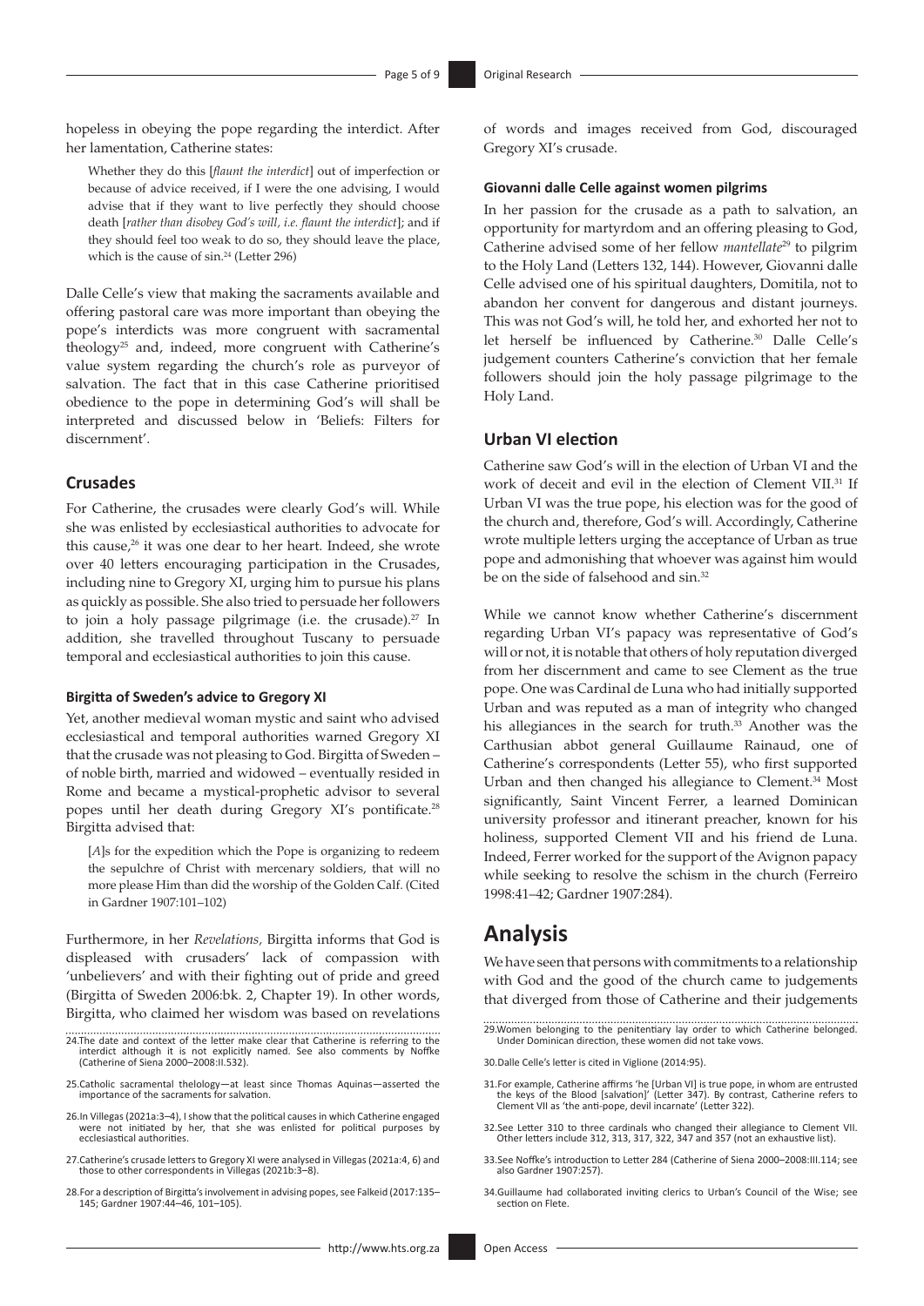hopeless in obeying the pope regarding the interdict. After her lamentation, Catherine states:

> Whether they do this [*flaunt the interdict*] out of imperfection or because of advice received, if I were the one advising, I would advise that if they want to live perfectly they should choose death [*rather than disobey God's will, i.e. flaunt the interdict*]; and if they should feel too weak to do so, they should leave the place, which is the cause of sin.[24] (Letter 296)

Dalle Celle's view that making the sacraments available and offering pastoral care was more important than obeying the pope's interdicts was more congruent with sacramental theology[25] and, indeed, more congruent with Catherine's value system regarding the church's role as purveyor of salvation. The fact that in this case Catherine prioritised obedience to the pope in determining God's will shall be interpreted and discussed below in 'Beliefs: Filters for discernment'.

## Crusades

For Catherine, the crusades were clearly God's will. While she was enlisted by ecclesiastical authorities to advocate for this cause,[26] it was one dear to her heart. Indeed, she wrote over 40 letters encouraging participation in the Crusades, including nine to Gregory XI, urging him to pursue his plans as quickly as possible. She also tried to persuade her followers to join a holy passage pilgrimage (i.e. the crusade).[27] In addition, she travelled throughout Tuscany to persuade temporal and ecclesiastical authorities to join this cause.

### Birgitta of Sweden's advice to Gregory XI

Yet, another medieval woman mystic and saint who advised ecclesiastical and temporal authorities warned Gregory XI that the crusade was not pleasing to God. Birgitta of Sweden – of noble birth, married and widowed – eventually resided in Rome and became a mystical-prophetic advisor to several popes until her death during Gregory XI's pontificate.[28] Birgitta advised that:

> [*A*]s for the expedition which the Pope is organizing to redeem the sepulchre of Christ with mercenary soldiers, that will no more please Him than did the worship of the Golden Calf. (Cited in Gardner 1907:101–102)

Furthermore, in her *Revelations,* Birgitta informs that God is displeased with crusaders' lack of compassion with 'unbelievers' and with their fighting out of pride and greed (Birgitta of Sweden 2006:bk. 2, Chapter 19). In other words, Birgitta, who claimed her wisdom was based on revelations of words and images received from God, discouraged Gregory XI's crusade.

### Giovanni dalle Celle against women pilgrims

In her passion for the crusade as a path to salvation, an opportunity for martyrdom and an offering pleasing to God, Catherine advised some of her fellow *mantellate*[29] to pilgrim to the Holy Land (Letters 132, 144). However, Giovanni dalle Celle advised one of his spiritual daughters, Domitila, not to abandon her convent for dangerous and distant journeys. This was not God's will, he told her, and exhorted her not to let herself be influenced by Catherine.[30] Dalle Celle's judgement counters Catherine's conviction that her female followers should join the holy passage pilgrimage to the Holy Land.

## Urban VI election

Catherine saw God's will in the election of Urban VI and the work of deceit and evil in the election of Clement VII.[31] If Urban VI was the true pope, his election was for the good of the church and, therefore, God's will. Accordingly, Catherine wrote multiple letters urging the acceptance of Urban as true pope and admonishing that whoever was against him would be on the side of falsehood and sin.[32]

While we cannot know whether Catherine's discernment regarding Urban VI's papacy was representative of God's will or not, it is notable that others of holy reputation diverged from her discernment and came to see Clement as the true pope. One was Cardinal de Luna who had initially supported Urban and was reputed as a man of integrity who changed his allegiances in the search for truth.[33] Another was the Carthusian abbot general Guillaume Rainaud, one of Catherine's correspondents (Letter 55), who first supported Urban and then changed his allegiance to Clement.[34] Most significantly, Saint Vincent Ferrer, a learned Dominican university professor and itinerant preacher, known for his holiness, supported Clement VII and his friend de Luna. Indeed, Ferrer worked for the support of the Avignon papacy while seeking to resolve the schism in the church (Ferreiro 1998:41–42; Gardner 1907:284).

# Analysis

We have seen that persons with commitments to a relationship with God and the good of the church came to judgements that diverged from those of Catherine and their judgements

---

24. The date and context of the letter make clear that Catherine is referring to the interdict although it is not explicitly named. See also comments by Noffke (Catherine of Siena 2000–2008:II.532).

25. Catholic sacramental theology—at least since Thomas Aquinas—asserted the importance of the sacraments for salvation.

26. In Villegas (2021a:3–4), I show that the political causes in which Catherine engaged were not initiated by her, that she was enlisted for political purposes by ecclesiastical authorities.

27. Catherine's crusade letters to Gregory XI were analysed in Villegas (2021a:4, 6) and those to other correspondents in Villegas (2021b:3–8).

28. For a description of Birgitta's involvement in advising popes, see Falkeid (2017:135–145; Gardner 1907:44–46, 101–105).

29. Women belonging to the penitentiary lay order to which Catherine belonged. Under Dominican direction, these women did not take vows.

30. Dalle Celle's letter is cited in Viglione (2014:95).

31. For example, Catherine affirms 'he [Urban VI] is true pope, in whom are entrusted the keys of the Blood [salvation]' (Letter 347). By contrast, Catherine refers to Clement VII as 'the anti-pope, devil incarnate' (Letter 322).

32. See Letter 310 to three cardinals who changed their allegiance to Clement VII. Other letters include 312, 313, 317, 322, 347 and 357 (not an exhaustive list).

33. See Noffke's introduction to Letter 284 (Catherine of Siena 2000–2008:III.114; see also Gardner 1907:257).

34. Guillaume had collaborated inviting clerics to Urban's Council of the Wise; see section on Flete.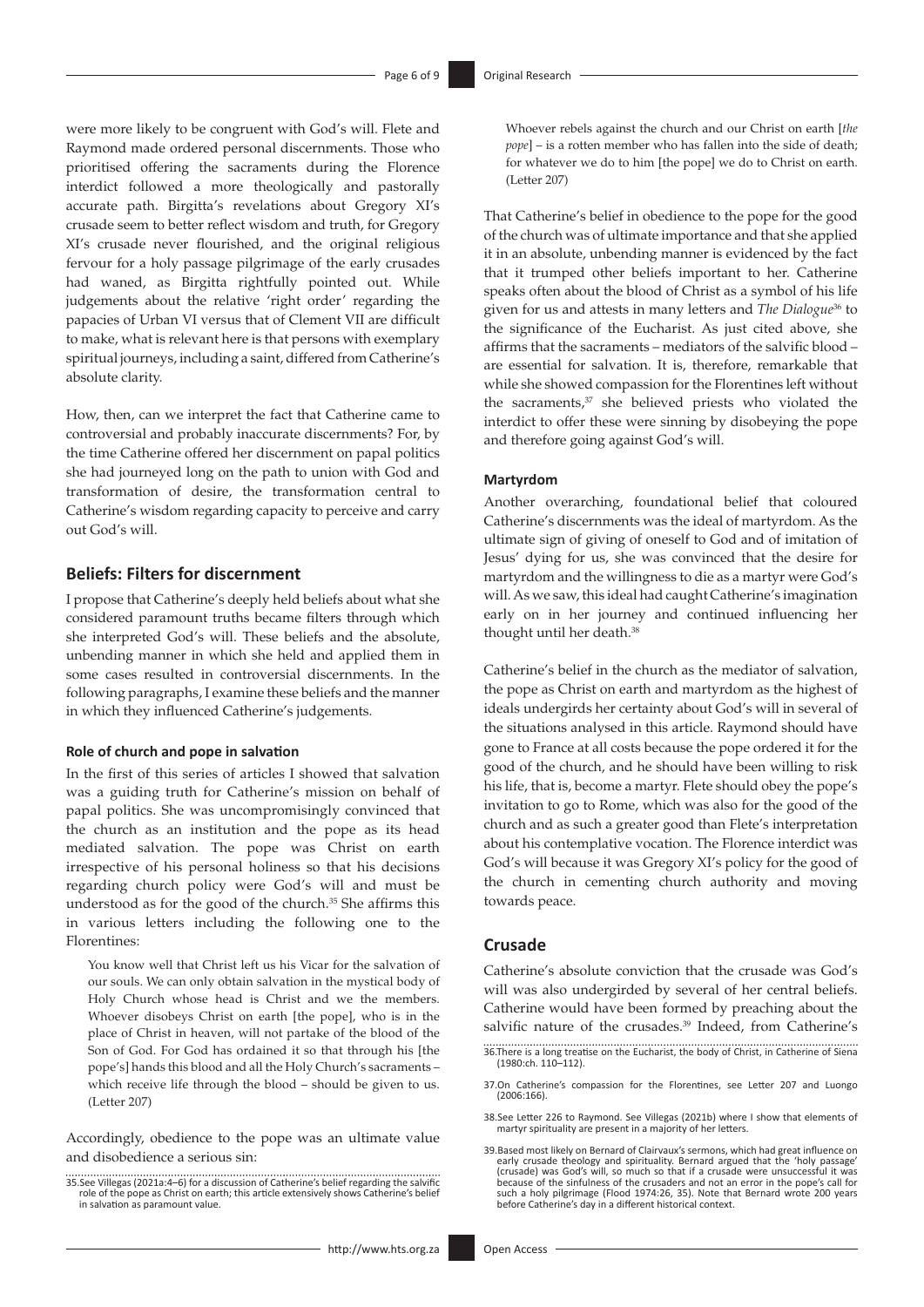were more likely to be congruent with God's will. Flete and Raymond made ordered personal discernments. Those who prioritised offering the sacraments during the Florence interdict followed a more theologically and pastorally accurate path. Birgitta's revelations about Gregory XI's crusade seem to better reflect wisdom and truth, for Gregory XI's crusade never flourished, and the original religious fervour for a holy passage pilgrimage of the early crusades had waned, as Birgitta rightfully pointed out. While judgements about the relative 'right order' regarding the papacies of Urban VI versus that of Clement VII are difficult to make, what is relevant here is that persons with exemplary spiritual journeys, including a saint, differed from Catherine's absolute clarity.

How, then, can we interpret the fact that Catherine came to controversial and probably inaccurate discernments? For, by the time Catherine offered her discernment on papal politics she had journeyed long on the path to union with God and transformation of desire, the transformation central to Catherine's wisdom regarding capacity to perceive and carry out God's will.

## Beliefs: Filters for discernment

I propose that Catherine's deeply held beliefs about what she considered paramount truths became filters through which she interpreted God's will. These beliefs and the absolute, unbending manner in which she held and applied them in some cases resulted in controversial discernments. In the following paragraphs, I examine these beliefs and the manner in which they influenced Catherine's judgements.

### Role of church and pope in salvation

In the first of this series of articles I showed that salvation was a guiding truth for Catherine's mission on behalf of papal politics. She was uncompromisingly convinced that the church as an institution and the pope as its head mediated salvation. The pope was Christ on earth irrespective of his personal holiness so that his decisions regarding church policy were God's will and must be understood as for the good of the church.[35] She affirms this in various letters including the following one to the Florentines:

> You know well that Christ left us his Vicar for the salvation of our souls. We can only obtain salvation in the mystical body of Holy Church whose head is Christ and we the members. Whoever disobeys Christ on earth [the pope], who is in the place of Christ in heaven, will not partake of the blood of the Son of God. For God has ordained it so that through his [the pope's] hands this blood and all the Holy Church's sacraments – which receive life through the blood – should be given to us. (Letter 207)

Accordingly, obedience to the pope was an ultimate value and disobedience a serious sin:

> Whoever rebels against the church and our Christ on earth [*the pope*] – is a rotten member who has fallen into the side of death; for whatever we do to him [the pope] we do to Christ on earth. (Letter 207)

That Catherine's belief in obedience to the pope for the good of the church was of ultimate importance and that she applied it in an absolute, unbending manner is evidenced by the fact that it trumped other beliefs important to her. Catherine speaks often about the blood of Christ as a symbol of his life given for us and attests in many letters and *The Dialogue*[36] to the significance of the Eucharist. As just cited above, she affirms that the sacraments – mediators of the salvific blood – are essential for salvation. It is, therefore, remarkable that while she showed compassion for the Florentines left without the sacraments,[37] she believed priests who violated the interdict to offer these were sinning by disobeying the pope and therefore going against God's will.

### Martyrdom

Another overarching, foundational belief that coloured Catherine's discernments was the ideal of martyrdom. As the ultimate sign of giving of oneself to God and of imitation of Jesus' dying for us, she was convinced that the desire for martyrdom and the willingness to die as a martyr were God's will. As we saw, this ideal had caught Catherine's imagination early on in her journey and continued influencing her thought until her death.[38]

Catherine's belief in the church as the mediator of salvation, the pope as Christ on earth and martyrdom as the highest of ideals undergirds her certainty about God's will in several of the situations analysed in this article. Raymond should have gone to France at all costs because the pope ordered it for the good of the church, and he should have been willing to risk his life, that is, become a martyr. Flete should obey the pope's invitation to go to Rome, which was also for the good of the church and as such a greater good than Flete's interpretation about his contemplative vocation. The Florence interdict was God's will because it was Gregory XI's policy for the good of the church in cementing church authority and moving towards peace.

## Crusade

Catherine's absolute conviction that the crusade was God's will was also undergirded by several of her central beliefs. Catherine would have been formed by preaching about the salvific nature of the crusades.[39] Indeed, from Catherine's

---

35. See Villegas (2021a:4–6) for a discussion of Catherine's belief regarding the salvific role of the pope as Christ on earth; this article extensively shows Catherine's belief in salvation as paramount value.

36. There is a long treatise on the Eucharist, the body of Christ, in Catherine of Siena (1980:ch. 110–112).

37. On Catherine's compassion for the Florentines, see Letter 207 and Luongo (2006:166).

38. See Letter 226 to Raymond. See Villegas (2021b) where I show that elements of martyr spirituality are present in a majority of her letters.

39. Based most likely on Bernard of Clairvaux's sermons, which had great influence on early crusade theology and spirituality. Bernard argued that the 'holy passage' (crusade) was God's will, so much so that if a crusade were unsuccessful it was because of the sinfulness of the crusaders and not an error in the pope's call for such a holy pilgrimage (Flood 1974:26, 35). Note that Bernard wrote 200 years before Catherine's day in a different historical context.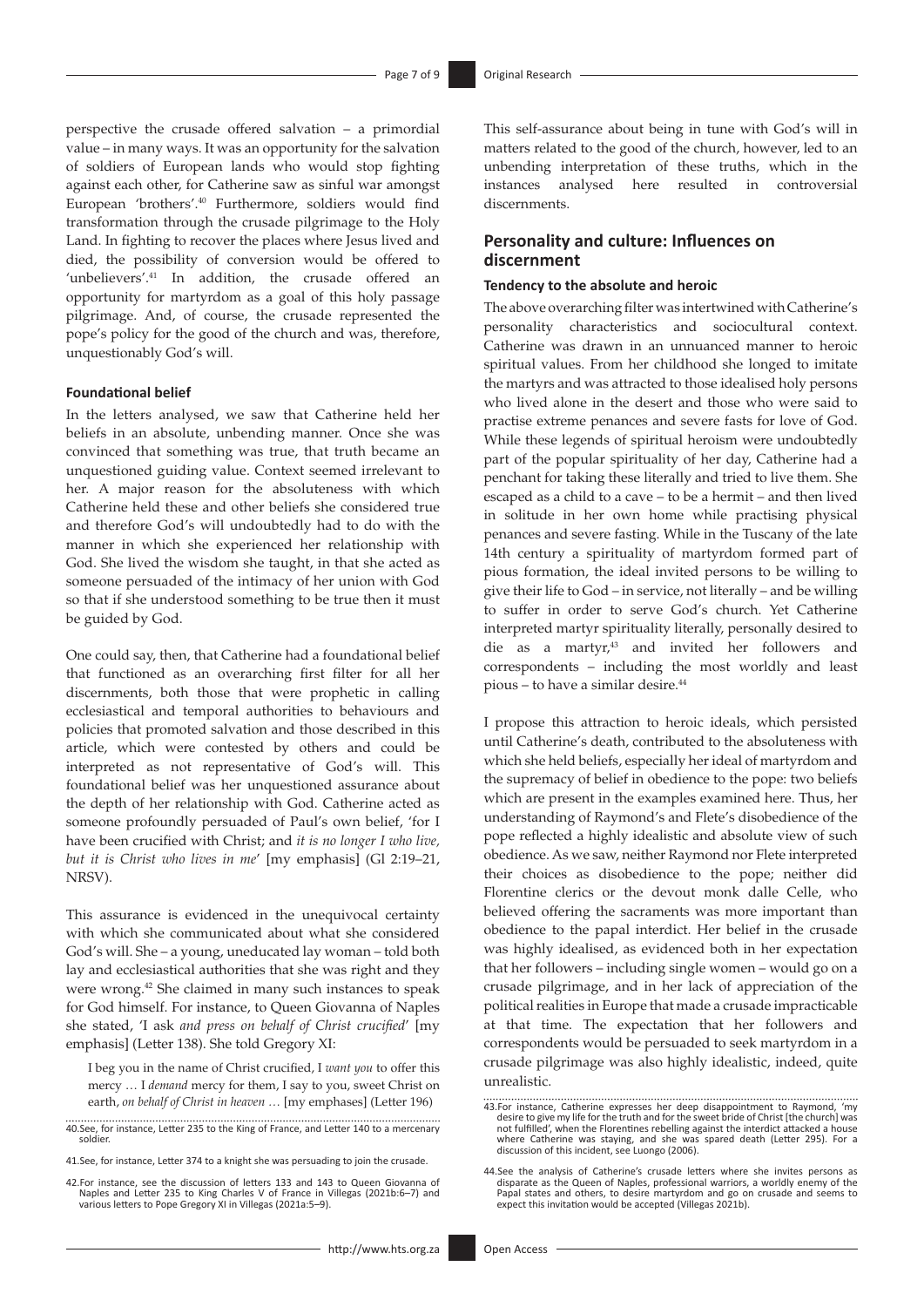perspective the crusade offered salvation – a primordial value – in many ways. It was an opportunity for the salvation of soldiers of European lands who would stop fighting against each other, for Catherine saw as sinful war amongst European 'brothers'.[40] Furthermore, soldiers would find transformation through the crusade pilgrimage to the Holy Land. In fighting to recover the places where Jesus lived and died, the possibility of conversion would be offered to 'unbelievers'.[41] In addition, the crusade offered an opportunity for martyrdom as a goal of this holy passage pilgrimage. And, of course, the crusade represented the pope's policy for the good of the church and was, therefore, unquestionably God's will.

#### Foundational belief

In the letters analysed, we saw that Catherine held her beliefs in an absolute, unbending manner. Once she was convinced that something was true, that truth became an unquestioned guiding value. Context seemed irrelevant to her. A major reason for the absoluteness with which Catherine held these and other beliefs she considered true and therefore God's will undoubtedly had to do with the manner in which she experienced her relationship with God. She lived the wisdom she taught, in that she acted as someone persuaded of the intimacy of her union with God so that if she understood something to be true then it must be guided by God.

One could say, then, that Catherine had a foundational belief that functioned as an overarching first filter for all her discernments, both those that were prophetic in calling ecclesiastical and temporal authorities to behaviours and policies that promoted salvation and those described in this article, which were contested by others and could be interpreted as not representative of God's will. This foundational belief was her unquestioned assurance about the depth of her relationship with God. Catherine acted as someone profoundly persuaded of Paul's own belief, 'for I have been crucified with Christ; and *it is no longer I who live, but it is Christ who lives in me*' [my emphasis] (Gl 2:19–21, NRSV).

This assurance is evidenced in the unequivocal certainty with which she communicated about what she considered God's will. She – a young, uneducated lay woman – told both lay and ecclesiastical authorities that she was right and they were wrong.[42] She claimed in many such instances to speak for God himself. For instance, to Queen Giovanna of Naples she stated, 'I ask *and press on behalf of Christ crucified*' [my emphasis] (Letter 138). She told Gregory XI:

> I beg you in the name of Christ crucified, I *want you* to offer this mercy … I *demand* mercy for them, I say to you, sweet Christ on earth, *on behalf of Christ in heaven* … [my emphases] (Letter 196)

This self-assurance about being in tune with God's will in matters related to the good of the church, however, led to an unbending interpretation of these truths, which in the instances analysed here resulted in controversial discernments.

## Personality and culture: Influences on discernment

#### Tendency to the absolute and heroic

The above overarching filter was intertwined with Catherine's personality characteristics and sociocultural context. Catherine was drawn in an unnuanced manner to heroic spiritual values. From her childhood she longed to imitate the martyrs and was attracted to those idealised holy persons who lived alone in the desert and those who were said to practise extreme penances and severe fasts for love of God. While these legends of spiritual heroism were undoubtedly part of the popular spirituality of her day, Catherine had a penchant for taking these literally and tried to live them. She escaped as a child to a cave – to be a hermit – and then lived in solitude in her own home while practising physical penances and severe fasting. While in the Tuscany of the late 14th century a spirituality of martyrdom formed part of pious formation, the ideal invited persons to be willing to give their life to God – in service, not literally – and be willing to suffer in order to serve God's church. Yet Catherine interpreted martyr spirituality literally, personally desired to die as a martyr,[43] and invited her followers and correspondents – including the most worldly and least pious – to have a similar desire.[44]

I propose this attraction to heroic ideals, which persisted until Catherine's death, contributed to the absoluteness with which she held beliefs, especially her ideal of martyrdom and the supremacy of belief in obedience to the pope: two beliefs which are present in the examples examined here. Thus, her understanding of Raymond's and Flete's disobedience of the pope reflected a highly idealistic and absolute view of such obedience. As we saw, neither Raymond nor Flete interpreted their choices as disobedience to the pope; neither did Florentine clerics or the devout monk dalle Celle, who believed offering the sacraments was more important than obedience to the papal interdict. Her belief in the crusade was highly idealised, as evidenced both in her expectation that her followers – including single women – would go on a crusade pilgrimage, and in her lack of appreciation of the political realities in Europe that made a crusade impracticable at that time. The expectation that her followers and correspondents would be persuaded to seek martyrdom in a crusade pilgrimage was also highly idealistic, indeed, quite unrealistic.

40. See, for instance, Letter 235 to the King of France, and Letter 140 to a mercenary soldier.

41. See, for instance, Letter 374 to a knight she was persuading to join the crusade.

42. For instance, see the discussion of letters 133 and 143 to Queen Giovanna of Naples and Letter 235 to King Charles V of France in Villegas (2021b:6–7) and various letters to Pope Gregory XI in Villegas (2021a:5–9).

43. For instance, Catherine expresses her deep disappointment to Raymond, 'my desire to give my life for the truth and for the sweet bride of Christ [the church] was not fulfilled', when the Florentines rebelling against the interdict attacked a house where Catherine was staying, and she was spared death (Letter 295). For a discussion of this incident, see Luongo (2006).

44. See the analysis of Catherine's crusade letters where she invites persons as disparate as the Queen of Naples, professional warriors, a worldly enemy of the Papal states and others, to desire martyrdom and go on crusade and seems to expect this invitation would be accepted (Villegas 2021b).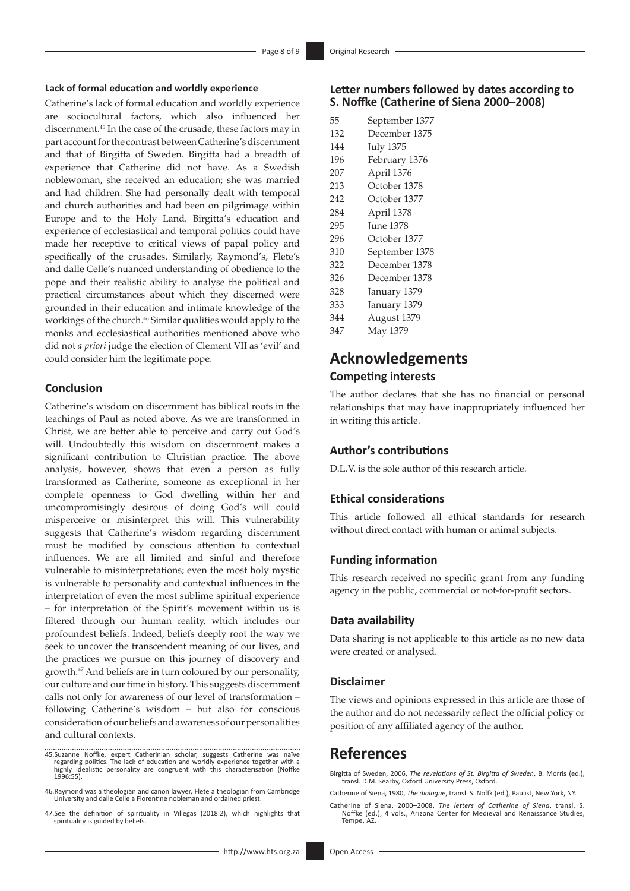#### Lack of formal education and worldly experience

Catherine's lack of formal education and worldly experience are sociocultural factors, which also influenced her discernment.[45] In the case of the crusade, these factors may in part account for the contrast between Catherine's discernment and that of Birgitta of Sweden. Birgitta had a breadth of experience that Catherine did not have. As a Swedish noblewoman, she received an education; she was married and had children. She had personally dealt with temporal and church authorities and had been on pilgrimage within Europe and to the Holy Land. Birgitta's education and experience of ecclesiastical and temporal politics could have made her receptive to critical views of papal policy and specifically of the crusades. Similarly, Raymond's, Flete's and dalle Celle's nuanced understanding of obedience to the pope and their realistic ability to analyse the political and practical circumstances about which they discerned were grounded in their education and intimate knowledge of the workings of the church.[46] Similar qualities would apply to the monks and ecclesiastical authorities mentioned above who did not *a priori* judge the election of Clement VII as 'evil' and could consider him the legitimate pope.

### Conclusion

Catherine's wisdom on discernment has biblical roots in the teachings of Paul as noted above. As we are transformed in Christ, we are better able to perceive and carry out God's will. Undoubtedly this wisdom on discernment makes a significant contribution to Christian practice. The above analysis, however, shows that even a person as fully transformed as Catherine, someone as exceptional in her complete openness to God dwelling within her and uncompromisingly desirous of doing God's will could misperceive or misinterpret this will. This vulnerability suggests that Catherine's wisdom regarding discernment must be modified by conscious attention to contextual influences. We are all limited and sinful and therefore vulnerable to misinterpretations; even the most holy mystic is vulnerable to personality and contextual influences in the interpretation of even the most sublime spiritual experience – for interpretation of the Spirit's movement within us is filtered through our human reality, which includes our profoundest beliefs. Indeed, beliefs deeply root the way we seek to uncover the transcendent meaning of our lives, and the practices we pursue on this journey of discovery and growth.[47] And beliefs are in turn coloured by our personality, our culture and our time in history. This suggests discernment calls not only for awareness of our level of transformation – following Catherine's wisdom – but also for conscious consideration of our beliefs and awareness of our personalities and cultural contexts.

45. Suzanne Noffke, expert Catherinian scholar, suggests Catherine was naïve regarding politics. The lack of education and worldly experience together with a highly idealistic personality are congruent with this characterisation (Noffke 1996:55).

46. Raymond was a theologian and canon lawyer, Flete a theologian from Cambridge University and dalle Celle a Florentine nobleman and ordained priest.

47. See the definition of spirituality in Villegas (2018:2), which highlights that spirituality is guided by beliefs.

### Letter numbers followed by dates according to S. Noffke (Catherine of Siena 2000–2008)

| | |
|---|---|
| 55 | September 1377 |
| 132 | December 1375 |
| 144 | July 1375 |
| 196 | February 1376 |
| 207 | April 1376 |
| 213 | October 1378 |
| 242 | October 1377 |
| 284 | April 1378 |
| 295 | June 1378 |
| 296 | October 1377 |
| 310 | September 1378 |
| 322 | December 1378 |
| 326 | December 1378 |
| 328 | January 1379 |
| 333 | January 1379 |
| 344 | August 1379 |
| 347 | May 1379 |

## Acknowledgements

### Competing interests

The author declares that she has no financial or personal relationships that may have inappropriately influenced her in writing this article.

### Author's contributions

D.L.V. is the sole author of this research article.

### Ethical considerations

This article followed all ethical standards for research without direct contact with human or animal subjects.

### Funding information

This research received no specific grant from any funding agency in the public, commercial or not-for-profit sectors.

### Data availability

Data sharing is not applicable to this article as no new data were created or analysed.

### Disclaimer

The views and opinions expressed in this article are those of the author and do not necessarily reflect the official policy or position of any affiliated agency of the author.

## References

Birgitta of Sweden, 2006, *The revelations of St. Birgitta of Sweden*, B. Morris (ed.), transl. D.M. Searby, Oxford University Press, Oxford.

Catherine of Siena, 1980, *The dialogue*, transl. S. Noffk (ed.), Paulist, New York, NY.

Catherine of Siena, 2000–2008, *The letters of Catherine of Siena*, transl. S. Noffke (ed.), 4 vols., Arizona Center for Medieval and Renaissance Studies, Tempe, AZ.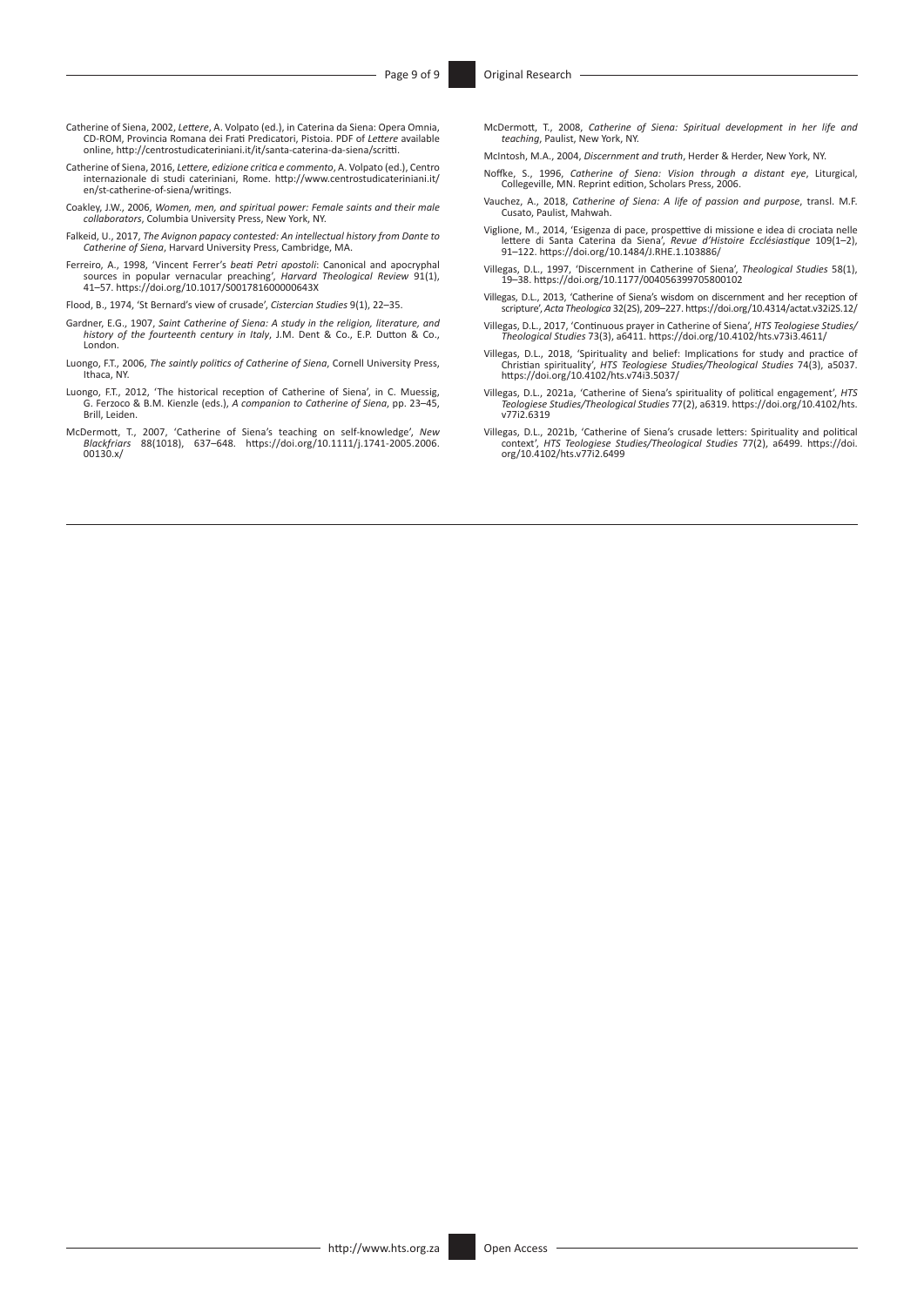Catherine of Siena, 2002, *Lettere*, A. Volpato (ed.), in Caterina da Siena: Opera Omnia, CD-ROM, Provincia Romana dei Frati Predicatori, Pistoia. PDF of *Lettere* available online, http://centrostudicateriniani.it/it/santa-caterina-da-siena/scritti.

Catherine of Siena, 2016, *Lettere, edizione critica e commento*, A. Volpato (ed.), Centro internazionale di studi cateriniani, Rome. http://www.centrostudicateriniani.it/en/st-catherine-of-siena/writings.

Coakley, J.W., 2006, *Women, men, and spiritual power: Female saints and their male collaborators*, Columbia University Press, New York, NY.

Falkeid, U., 2017, *The Avignon papacy contested: An intellectual history from Dante to Catherine of Siena*, Harvard University Press, Cambridge, MA.

Ferreiro, A., 1998, 'Vincent Ferrer's *beati Petri apostoli*: Canonical and apocryphal sources in popular vernacular preaching', *Harvard Theological Review* 91(1), 41–57. https://doi.org/10.1017/S001781600000643X

Flood, B., 1974, 'St Bernard's view of crusade', *Cistercian Studies* 9(1), 22–35.

Gardner, E.G., 1907, *Saint Catherine of Siena: A study in the religion, literature, and history of the fourteenth century in Italy*, J.M. Dent & Co., E.P. Dutton & Co., London.

Luongo, F.T., 2006, *The saintly politics of Catherine of Siena*, Cornell University Press, Ithaca, NY.

Luongo, F.T., 2012, 'The historical reception of Catherine of Siena', in C. Muessig, G. Ferzoco & B.M. Kienzle (eds.), *A companion to Catherine of Siena*, pp. 23–45, Brill, Leiden.

McDermott, T., 2007, 'Catherine of Siena's teaching on self-knowledge', *New Blackfriars* 88(1018), 637–648. https://doi.org/10.1111/j.1741-2005.2006.00130.x/

McDermott, T., 2008, *Catherine of Siena: Spiritual development in her life and teaching*, Paulist, New York, NY.

McIntosh, M.A., 2004, *Discernment and truth*, Herder & Herder, New York, NY.

Noffke, S., 1996, *Catherine of Siena: Vision through a distant eye*, Liturgical, Collegeville, MN. Reprint edition, Scholars Press, 2006.

Vauchez, A., 2018, *Catherine of Siena: A life of passion and purpose*, transl. M.F. Cusato, Paulist, Mahwah.

Viglione, M., 2014, 'Esigenza di pace, prospettive di missione e idea di crociata nelle lettere di Santa Caterina da Siena', *Revue d'Histoire Ecclésiastique* 109(1–2), 91–122. https://doi.org/10.1484/J.RHE.1.103886/

Villegas, D.L., 1997, 'Discernment in Catherine of Siena', *Theological Studies* 58(1), 19–38. https://doi.org/10.1177/004056399705800102

Villegas, D.L., 2013, 'Catherine of Siena's wisdom on discernment and her reception of scripture', *Acta Theologica* 32(2S), 209–227. https://doi.org/10.4314/actat.v32i2S.12/

Villegas, D.L., 2017, 'Continuous prayer in Catherine of Siena', *HTS Teologiese Studies/Theological Studies* 73(3), a6411. https://doi.org/10.4102/hts.v73i3.4611/

Villegas, D.L., 2018, 'Spirituality and belief: Implications for study and practice of Christian spirituality', *HTS Teologiese Studies/Theological Studies* 74(3), a5037. https://doi.org/10.4102/hts.v74i3.5037/

Villegas, D.L., 2021a, 'Catherine of Siena's spirituality of political engagement', *HTS Teologiese Studies/Theological Studies* 77(2), a6319. https://doi.org/10.4102/hts.v77i2.6319

Villegas, D.L., 2021b, 'Catherine of Siena's crusade letters: Spirituality and political context', *HTS Teologiese Studies/Theological Studies* 77(2), a6499. https://doi.org/10.4102/hts.v77i2.6499